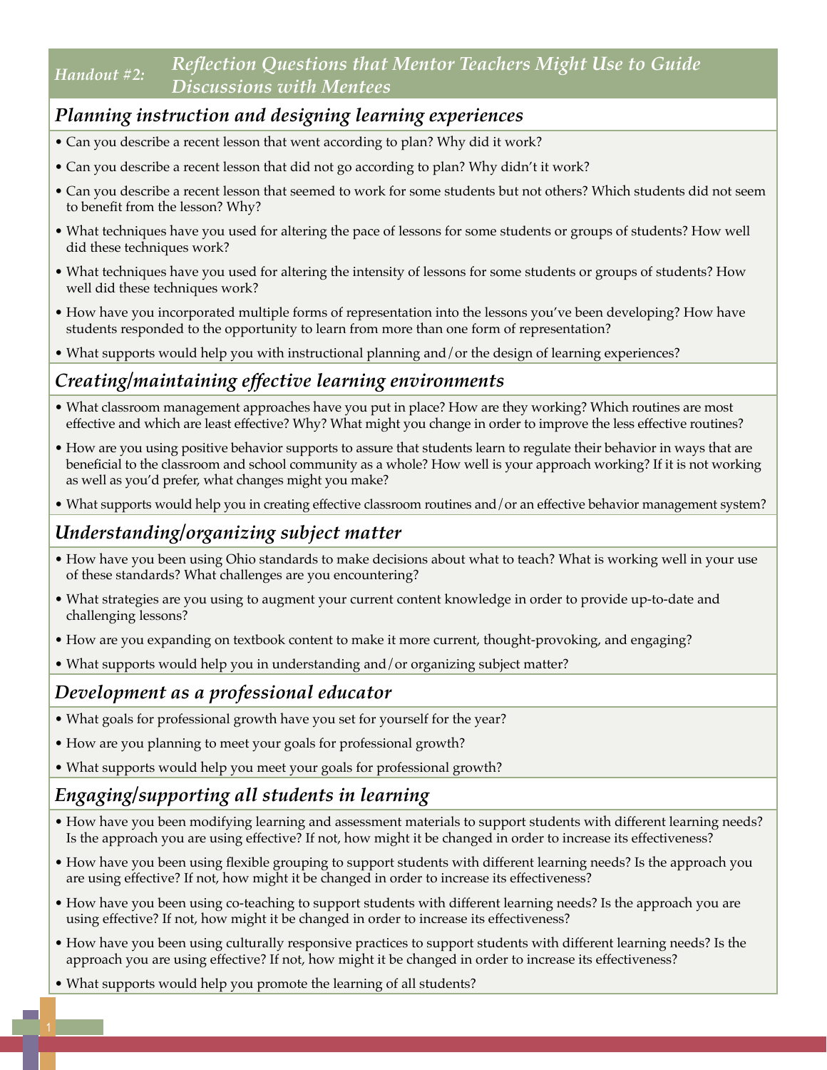# *Handout #2: Reflection Questions that Mentor Teachers Might Use to Guide Discussions with Mentees*

## *Planning instruction and designing learning experiences*

- Can you describe a recent lesson that went according to plan? Why did it work?
- Can you describe a recent lesson that did not go according to plan? Why didn't it work?
- Can you describe a recent lesson that seemed to work for some students but not others? Which students did not seem to benefit from the lesson? Why?
- What techniques have you used for altering the pace of lessons for some students or groups of students? How well did these techniques work?
- What techniques have you used for altering the intensity of lessons for some students or groups of students? How well did these techniques work?
- How have you incorporated multiple forms of representation into the lessons you've been developing? How have students responded to the opportunity to learn from more than one form of representation?
- What supports would help you with instructional planning and/or the design of learning experiences?

## *Creating/maintaining effective learning environments*

- What classroom management approaches have you put in place? How are they working? Which routines are most effective and which are least effective? Why? What might you change in order to improve the less effective routines?
- How are you using positive behavior supports to assure that students learn to regulate their behavior in ways that are beneficial to the classroom and school community as a whole? How well is your approach working? If it is not working as well as you'd prefer, what changes might you make?
- What supports would help you in creating effective classroom routines and/or an effective behavior management system?

## *Understanding/organizing subject matter*

- How have you been using Ohio standards to make decisions about what to teach? What is working well in your use of these standards? What challenges are you encountering?
- What strategies are you using to augment your current content knowledge in order to provide up-to-date and challenging lessons?
- How are you expanding on textbook content to make it more current, thought-provoking, and engaging?
- What supports would help you in understanding and/or organizing subject matter?

## *Development as a professional educator*

- What goals for professional growth have you set for yourself for the year?
- How are you planning to meet your goals for professional growth?
- What supports would help you meet your goals for professional growth?

## *Engaging/supporting all students in learning*

- How have you been modifying learning and assessment materials to support students with different learning needs? Is the approach you are using effective? If not, how might it be changed in order to increase its effectiveness?
- How have you been using flexible grouping to support students with different learning needs? Is the approach you are using effective? If not, how might it be changed in order to increase its effectiveness?
- How have you been using co-teaching to support students with different learning needs? Is the approach you are using effective? If not, how might it be changed in order to increase its effectiveness?
- How have you been using culturally responsive practices to support students with different learning needs? Is the approach you are using effective? If not, how might it be changed in order to increase its effectiveness?
- What supports would help you promote the learning of all students?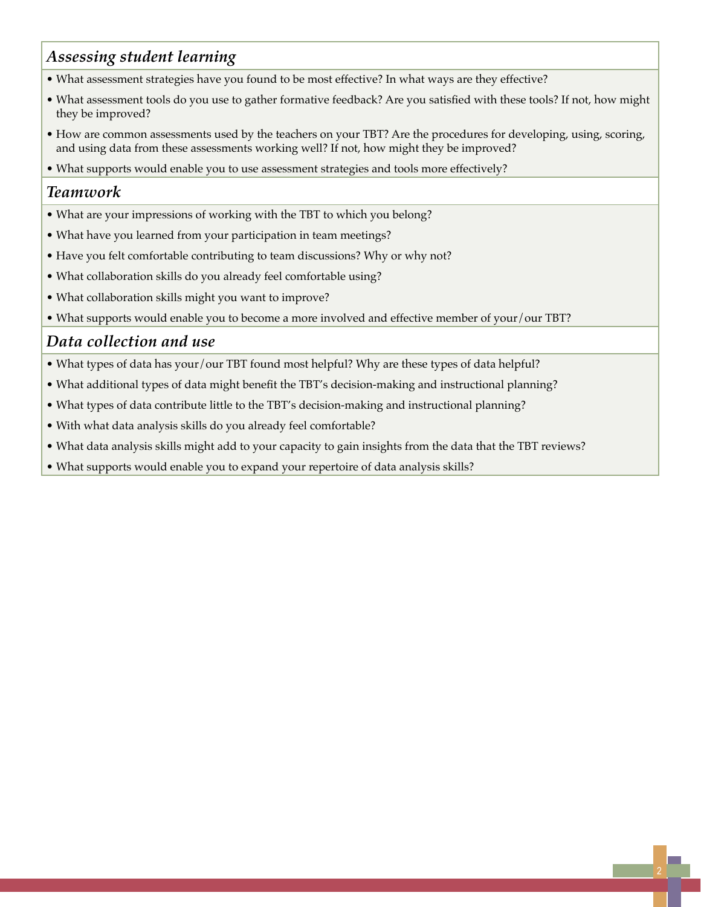### *Assessing student learning*

- What assessment strategies have you found to be most effective? In what ways are they effective?
- What assessment tools do you use to gather formative feedback? Are you satisfied with these tools? If not, how might they be improved?
- How are common assessments used by the teachers on your TBT? Are the procedures for developing, using, scoring, and using data from these assessments working well? If not, how might they be improved?
- What supports would enable you to use assessment strategies and tools more effectively?

### *Teamwork*

- What are your impressions of working with the TBT to which you belong?
- What have you learned from your participation in team meetings?
- Have you felt comfortable contributing to team discussions? Why or why not?
- What collaboration skills do you already feel comfortable using?
- What collaboration skills might you want to improve?
- What supports would enable you to become a more involved and effective member of your/our TBT?

### *Data collection and use*

- What types of data has your/our TBT found most helpful? Why are these types of data helpful?
- What additional types of data might benefit the TBT's decision-making and instructional planning?
- What types of data contribute little to the TBT's decision-making and instructional planning?
- With what data analysis skills do you already feel comfortable?
- What data analysis skills might add to your capacity to gain insights from the data that the TBT reviews?
- What supports would enable you to expand your repertoire of data analysis skills?